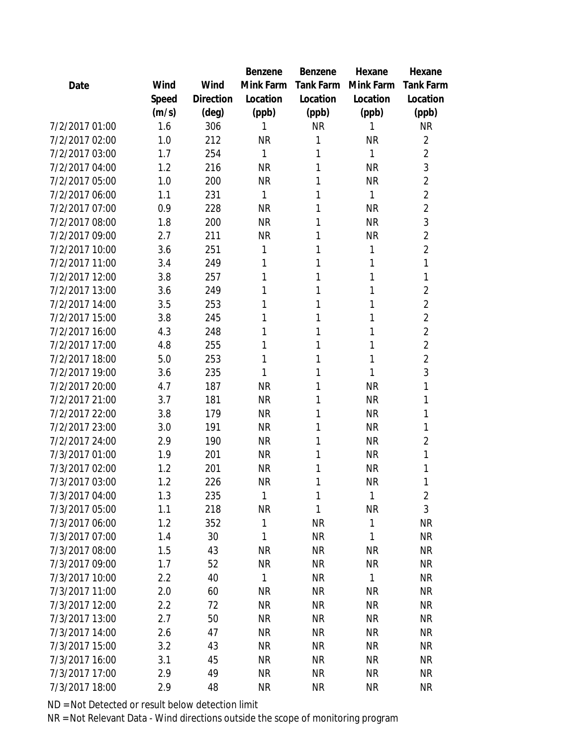| Date | Wind Speed (m/s) | Wind Direction (deg) | Benzene Mink Farm Location (ppb) | Benzene Tank Farm Location (ppb) | Hexane Mink Farm Location (ppb) | Hexane Tank Farm Location (ppb) |
|---|---|---|---|---|---|---|
| 7/2/2017 01:00 | 1.6 | 306 | 1 | NR | 1 | NR |
| 7/2/2017 02:00 | 1.0 | 212 | NR | 1 | NR | 2 |
| 7/2/2017 03:00 | 1.7 | 254 | 1 | 1 | 1 | 2 |
| 7/2/2017 04:00 | 1.2 | 216 | NR | 1 | NR | 3 |
| 7/2/2017 05:00 | 1.0 | 200 | NR | 1 | NR | 2 |
| 7/2/2017 06:00 | 1.1 | 231 | 1 | 1 | 1 | 2 |
| 7/2/2017 07:00 | 0.9 | 228 | NR | 1 | NR | 2 |
| 7/2/2017 08:00 | 1.8 | 200 | NR | 1 | NR | 3 |
| 7/2/2017 09:00 | 2.7 | 211 | NR | 1 | NR | 2 |
| 7/2/2017 10:00 | 3.6 | 251 | 1 | 1 | 1 | 2 |
| 7/2/2017 11:00 | 3.4 | 249 | 1 | 1 | 1 | 1 |
| 7/2/2017 12:00 | 3.8 | 257 | 1 | 1 | 1 | 1 |
| 7/2/2017 13:00 | 3.6 | 249 | 1 | 1 | 1 | 2 |
| 7/2/2017 14:00 | 3.5 | 253 | 1 | 1 | 1 | 2 |
| 7/2/2017 15:00 | 3.8 | 245 | 1 | 1 | 1 | 2 |
| 7/2/2017 16:00 | 4.3 | 248 | 1 | 1 | 1 | 2 |
| 7/2/2017 17:00 | 4.8 | 255 | 1 | 1 | 1 | 2 |
| 7/2/2017 18:00 | 5.0 | 253 | 1 | 1 | 1 | 2 |
| 7/2/2017 19:00 | 3.6 | 235 | 1 | 1 | 1 | 3 |
| 7/2/2017 20:00 | 4.7 | 187 | NR | 1 | NR | 1 |
| 7/2/2017 21:00 | 3.7 | 181 | NR | 1 | NR | 1 |
| 7/2/2017 22:00 | 3.8 | 179 | NR | 1 | NR | 1 |
| 7/2/2017 23:00 | 3.0 | 191 | NR | 1 | NR | 1 |
| 7/2/2017 24:00 | 2.9 | 190 | NR | 1 | NR | 2 |
| 7/3/2017 01:00 | 1.9 | 201 | NR | 1 | NR | 1 |
| 7/3/2017 02:00 | 1.2 | 201 | NR | 1 | NR | 1 |
| 7/3/2017 03:00 | 1.2 | 226 | NR | 1 | NR | 1 |
| 7/3/2017 04:00 | 1.3 | 235 | 1 | 1 | 1 | 2 |
| 7/3/2017 05:00 | 1.1 | 218 | NR | 1 | NR | 3 |
| 7/3/2017 06:00 | 1.2 | 352 | 1 | NR | 1 | NR |
| 7/3/2017 07:00 | 1.4 | 30 | 1 | NR | 1 | NR |
| 7/3/2017 08:00 | 1.5 | 43 | NR | NR | NR | NR |
| 7/3/2017 09:00 | 1.7 | 52 | NR | NR | NR | NR |
| 7/3/2017 10:00 | 2.2 | 40 | 1 | NR | 1 | NR |
| 7/3/2017 11:00 | 2.0 | 60 | NR | NR | NR | NR |
| 7/3/2017 12:00 | 2.2 | 72 | NR | NR | NR | NR |
| 7/3/2017 13:00 | 2.7 | 50 | NR | NR | NR | NR |
| 7/3/2017 14:00 | 2.6 | 47 | NR | NR | NR | NR |
| 7/3/2017 15:00 | 3.2 | 43 | NR | NR | NR | NR |
| 7/3/2017 16:00 | 3.1 | 45 | NR | NR | NR | NR |
| 7/3/2017 17:00 | 2.9 | 49 | NR | NR | NR | NR |
| 7/3/2017 18:00 | 2.9 | 48 | NR | NR | NR | NR |

ND = Not Detected or result below detection limit

NR = Not Relevant Data - Wind directions outside the scope of monitoring program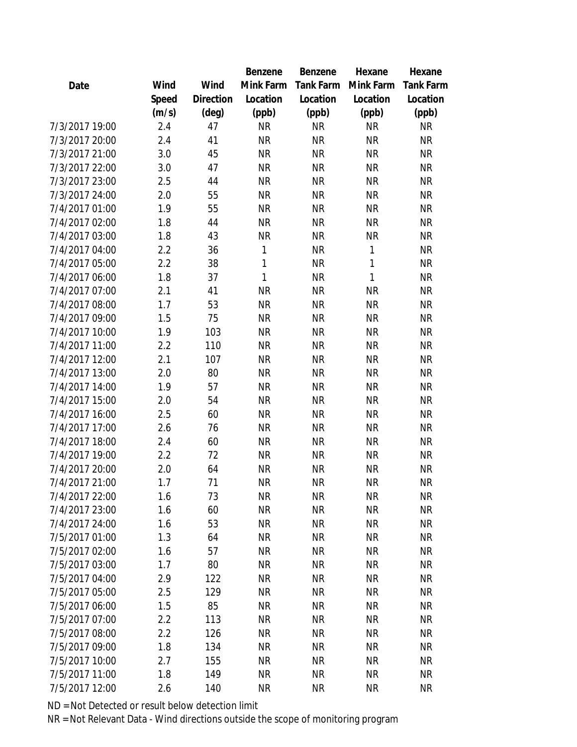| Date | Wind Speed (m/s) | Wind Direction (deg) | Benzene Mink Farm Location (ppb) | Benzene Tank Farm Location (ppb) | Hexane Mink Farm Location (ppb) | Hexane Tank Farm Location (ppb) |
|---|---|---|---|---|---|---|
| 7/3/2017 19:00 | 2.4 | 47 | NR | NR | NR | NR |
| 7/3/2017 20:00 | 2.4 | 41 | NR | NR | NR | NR |
| 7/3/2017 21:00 | 3.0 | 45 | NR | NR | NR | NR |
| 7/3/2017 22:00 | 3.0 | 47 | NR | NR | NR | NR |
| 7/3/2017 23:00 | 2.5 | 44 | NR | NR | NR | NR |
| 7/3/2017 24:00 | 2.0 | 55 | NR | NR | NR | NR |
| 7/4/2017 01:00 | 1.9 | 55 | NR | NR | NR | NR |
| 7/4/2017 02:00 | 1.8 | 44 | NR | NR | NR | NR |
| 7/4/2017 03:00 | 1.8 | 43 | NR | NR | NR | NR |
| 7/4/2017 04:00 | 2.2 | 36 | 1 | NR | 1 | NR |
| 7/4/2017 05:00 | 2.2 | 38 | 1 | NR | 1 | NR |
| 7/4/2017 06:00 | 1.8 | 37 | 1 | NR | 1 | NR |
| 7/4/2017 07:00 | 2.1 | 41 | NR | NR | NR | NR |
| 7/4/2017 08:00 | 1.7 | 53 | NR | NR | NR | NR |
| 7/4/2017 09:00 | 1.5 | 75 | NR | NR | NR | NR |
| 7/4/2017 10:00 | 1.9 | 103 | NR | NR | NR | NR |
| 7/4/2017 11:00 | 2.2 | 110 | NR | NR | NR | NR |
| 7/4/2017 12:00 | 2.1 | 107 | NR | NR | NR | NR |
| 7/4/2017 13:00 | 2.0 | 80 | NR | NR | NR | NR |
| 7/4/2017 14:00 | 1.9 | 57 | NR | NR | NR | NR |
| 7/4/2017 15:00 | 2.0 | 54 | NR | NR | NR | NR |
| 7/4/2017 16:00 | 2.5 | 60 | NR | NR | NR | NR |
| 7/4/2017 17:00 | 2.6 | 76 | NR | NR | NR | NR |
| 7/4/2017 18:00 | 2.4 | 60 | NR | NR | NR | NR |
| 7/4/2017 19:00 | 2.2 | 72 | NR | NR | NR | NR |
| 7/4/2017 20:00 | 2.0 | 64 | NR | NR | NR | NR |
| 7/4/2017 21:00 | 1.7 | 71 | NR | NR | NR | NR |
| 7/4/2017 22:00 | 1.6 | 73 | NR | NR | NR | NR |
| 7/4/2017 23:00 | 1.6 | 60 | NR | NR | NR | NR |
| 7/4/2017 24:00 | 1.6 | 53 | NR | NR | NR | NR |
| 7/5/2017 01:00 | 1.3 | 64 | NR | NR | NR | NR |
| 7/5/2017 02:00 | 1.6 | 57 | NR | NR | NR | NR |
| 7/5/2017 03:00 | 1.7 | 80 | NR | NR | NR | NR |
| 7/5/2017 04:00 | 2.9 | 122 | NR | NR | NR | NR |
| 7/5/2017 05:00 | 2.5 | 129 | NR | NR | NR | NR |
| 7/5/2017 06:00 | 1.5 | 85 | NR | NR | NR | NR |
| 7/5/2017 07:00 | 2.2 | 113 | NR | NR | NR | NR |
| 7/5/2017 08:00 | 2.2 | 126 | NR | NR | NR | NR |
| 7/5/2017 09:00 | 1.8 | 134 | NR | NR | NR | NR |
| 7/5/2017 10:00 | 2.7 | 155 | NR | NR | NR | NR |
| 7/5/2017 11:00 | 1.8 | 149 | NR | NR | NR | NR |
| 7/5/2017 12:00 | 2.6 | 140 | NR | NR | NR | NR |

ND = Not Detected or result below detection limit

NR = Not Relevant Data - Wind directions outside the scope of monitoring program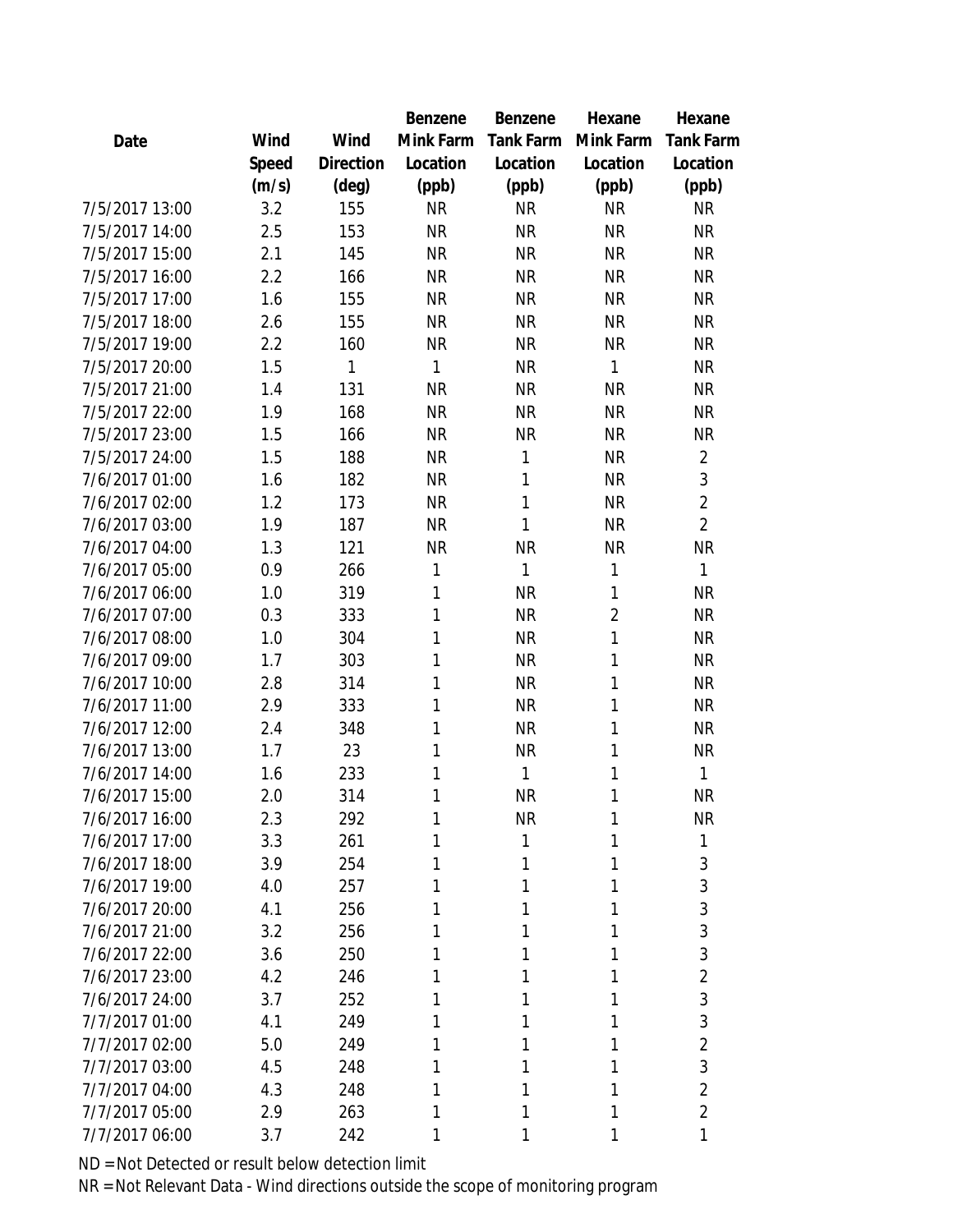| Date | Wind Speed (m/s) | Wind Direction (deg) | Benzene Mink Farm Location (ppb) | Benzene Tank Farm Location (ppb) | Hexane Mink Farm Location (ppb) | Hexane Tank Farm Location (ppb) |
|---|---|---|---|---|---|---|
| 7/5/2017 13:00 | 3.2 | 155 | NR | NR | NR | NR |
| 7/5/2017 14:00 | 2.5 | 153 | NR | NR | NR | NR |
| 7/5/2017 15:00 | 2.1 | 145 | NR | NR | NR | NR |
| 7/5/2017 16:00 | 2.2 | 166 | NR | NR | NR | NR |
| 7/5/2017 17:00 | 1.6 | 155 | NR | NR | NR | NR |
| 7/5/2017 18:00 | 2.6 | 155 | NR | NR | NR | NR |
| 7/5/2017 19:00 | 2.2 | 160 | NR | NR | NR | NR |
| 7/5/2017 20:00 | 1.5 | 1 | 1 | NR | 1 | NR |
| 7/5/2017 21:00 | 1.4 | 131 | NR | NR | NR | NR |
| 7/5/2017 22:00 | 1.9 | 168 | NR | NR | NR | NR |
| 7/5/2017 23:00 | 1.5 | 166 | NR | NR | NR | NR |
| 7/5/2017 24:00 | 1.5 | 188 | NR | 1 | NR | 2 |
| 7/6/2017 01:00 | 1.6 | 182 | NR | 1 | NR | 3 |
| 7/6/2017 02:00 | 1.2 | 173 | NR | 1 | NR | 2 |
| 7/6/2017 03:00 | 1.9 | 187 | NR | 1 | NR | 2 |
| 7/6/2017 04:00 | 1.3 | 121 | NR | NR | NR | NR |
| 7/6/2017 05:00 | 0.9 | 266 | 1 | 1 | 1 | 1 |
| 7/6/2017 06:00 | 1.0 | 319 | 1 | NR | 1 | NR |
| 7/6/2017 07:00 | 0.3 | 333 | 1 | NR | 2 | NR |
| 7/6/2017 08:00 | 1.0 | 304 | 1 | NR | 1 | NR |
| 7/6/2017 09:00 | 1.7 | 303 | 1 | NR | 1 | NR |
| 7/6/2017 10:00 | 2.8 | 314 | 1 | NR | 1 | NR |
| 7/6/2017 11:00 | 2.9 | 333 | 1 | NR | 1 | NR |
| 7/6/2017 12:00 | 2.4 | 348 | 1 | NR | 1 | NR |
| 7/6/2017 13:00 | 1.7 | 23 | 1 | NR | 1 | NR |
| 7/6/2017 14:00 | 1.6 | 233 | 1 | 1 | 1 | 1 |
| 7/6/2017 15:00 | 2.0 | 314 | 1 | NR | 1 | NR |
| 7/6/2017 16:00 | 2.3 | 292 | 1 | NR | 1 | NR |
| 7/6/2017 17:00 | 3.3 | 261 | 1 | 1 | 1 | 1 |
| 7/6/2017 18:00 | 3.9 | 254 | 1 | 1 | 1 | 3 |
| 7/6/2017 19:00 | 4.0 | 257 | 1 | 1 | 1 | 3 |
| 7/6/2017 20:00 | 4.1 | 256 | 1 | 1 | 1 | 3 |
| 7/6/2017 21:00 | 3.2 | 256 | 1 | 1 | 1 | 3 |
| 7/6/2017 22:00 | 3.6 | 250 | 1 | 1 | 1 | 3 |
| 7/6/2017 23:00 | 4.2 | 246 | 1 | 1 | 1 | 2 |
| 7/6/2017 24:00 | 3.7 | 252 | 1 | 1 | 1 | 3 |
| 7/7/2017 01:00 | 4.1 | 249 | 1 | 1 | 1 | 3 |
| 7/7/2017 02:00 | 5.0 | 249 | 1 | 1 | 1 | 2 |
| 7/7/2017 03:00 | 4.5 | 248 | 1 | 1 | 1 | 3 |
| 7/7/2017 04:00 | 4.3 | 248 | 1 | 1 | 1 | 2 |
| 7/7/2017 05:00 | 2.9 | 263 | 1 | 1 | 1 | 2 |
| 7/7/2017 06:00 | 3.7 | 242 | 1 | 1 | 1 | 1 |

ND = Not Detected or result below detection limit

NR = Not Relevant Data - Wind directions outside the scope of monitoring program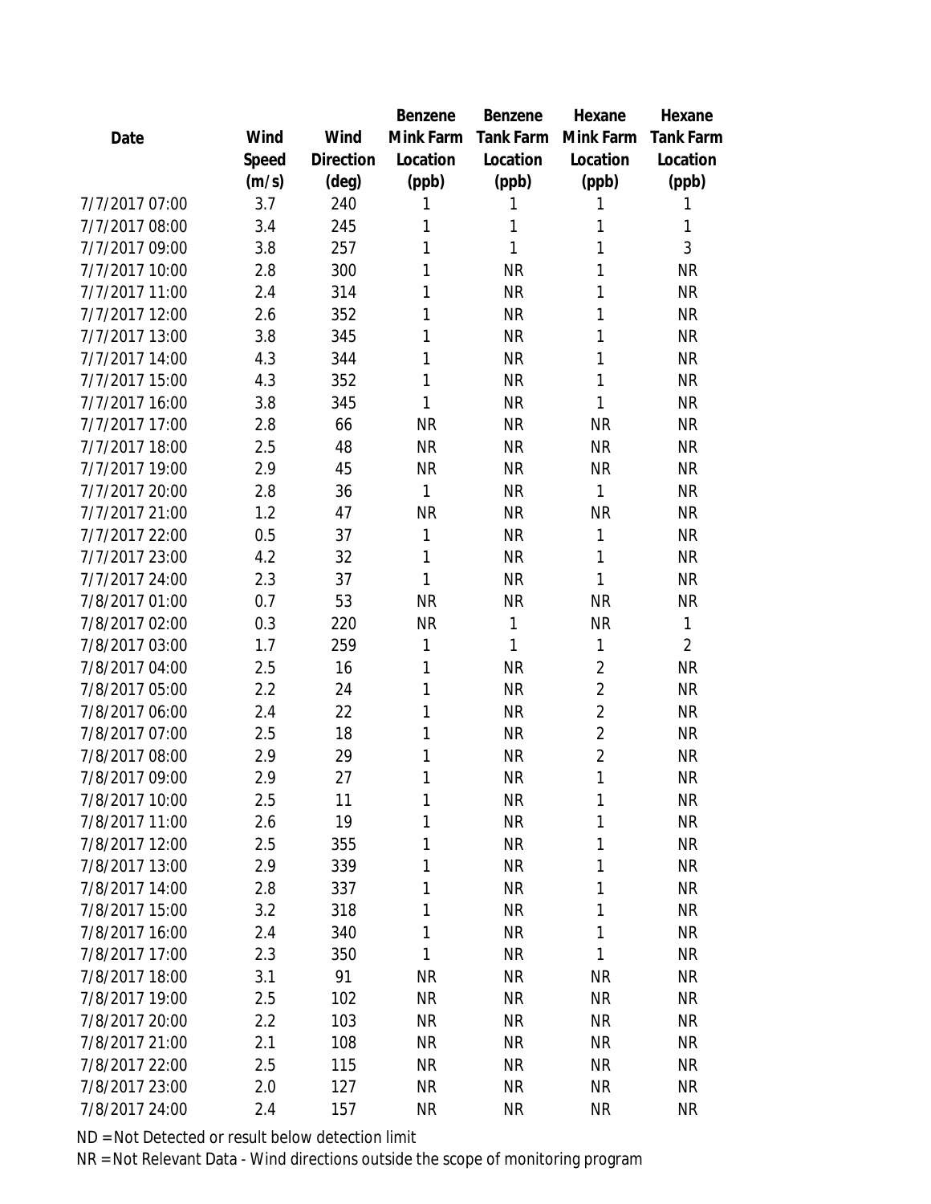| Date | Wind Speed (m/s) | Wind Direction (deg) | Benzene Mink Farm Location (ppb) | Benzene Tank Farm Location (ppb) | Hexane Mink Farm Location (ppb) | Hexane Tank Farm Location (ppb) |
|---|---|---|---|---|---|---|
| 7/7/2017 07:00 | 3.7 | 240 | 1 | 1 | 1 | 1 |
| 7/7/2017 08:00 | 3.4 | 245 | 1 | 1 | 1 | 1 |
| 7/7/2017 09:00 | 3.8 | 257 | 1 | 1 | 1 | 3 |
| 7/7/2017 10:00 | 2.8 | 300 | 1 | NR | 1 | NR |
| 7/7/2017 11:00 | 2.4 | 314 | 1 | NR | 1 | NR |
| 7/7/2017 12:00 | 2.6 | 352 | 1 | NR | 1 | NR |
| 7/7/2017 13:00 | 3.8 | 345 | 1 | NR | 1 | NR |
| 7/7/2017 14:00 | 4.3 | 344 | 1 | NR | 1 | NR |
| 7/7/2017 15:00 | 4.3 | 352 | 1 | NR | 1 | NR |
| 7/7/2017 16:00 | 3.8 | 345 | 1 | NR | 1 | NR |
| 7/7/2017 17:00 | 2.8 | 66 | NR | NR | NR | NR |
| 7/7/2017 18:00 | 2.5 | 48 | NR | NR | NR | NR |
| 7/7/2017 19:00 | 2.9 | 45 | NR | NR | NR | NR |
| 7/7/2017 20:00 | 2.8 | 36 | 1 | NR | 1 | NR |
| 7/7/2017 21:00 | 1.2 | 47 | NR | NR | NR | NR |
| 7/7/2017 22:00 | 0.5 | 37 | 1 | NR | 1 | NR |
| 7/7/2017 23:00 | 4.2 | 32 | 1 | NR | 1 | NR |
| 7/7/2017 24:00 | 2.3 | 37 | 1 | NR | 1 | NR |
| 7/8/2017 01:00 | 0.7 | 53 | NR | NR | NR | NR |
| 7/8/2017 02:00 | 0.3 | 220 | NR | 1 | NR | 1 |
| 7/8/2017 03:00 | 1.7 | 259 | 1 | 1 | 1 | 2 |
| 7/8/2017 04:00 | 2.5 | 16 | 1 | NR | 2 | NR |
| 7/8/2017 05:00 | 2.2 | 24 | 1 | NR | 2 | NR |
| 7/8/2017 06:00 | 2.4 | 22 | 1 | NR | 2 | NR |
| 7/8/2017 07:00 | 2.5 | 18 | 1 | NR | 2 | NR |
| 7/8/2017 08:00 | 2.9 | 29 | 1 | NR | 2 | NR |
| 7/8/2017 09:00 | 2.9 | 27 | 1 | NR | 1 | NR |
| 7/8/2017 10:00 | 2.5 | 11 | 1 | NR | 1 | NR |
| 7/8/2017 11:00 | 2.6 | 19 | 1 | NR | 1 | NR |
| 7/8/2017 12:00 | 2.5 | 355 | 1 | NR | 1 | NR |
| 7/8/2017 13:00 | 2.9 | 339 | 1 | NR | 1 | NR |
| 7/8/2017 14:00 | 2.8 | 337 | 1 | NR | 1 | NR |
| 7/8/2017 15:00 | 3.2 | 318 | 1 | NR | 1 | NR |
| 7/8/2017 16:00 | 2.4 | 340 | 1 | NR | 1 | NR |
| 7/8/2017 17:00 | 2.3 | 350 | 1 | NR | 1 | NR |
| 7/8/2017 18:00 | 3.1 | 91 | NR | NR | NR | NR |
| 7/8/2017 19:00 | 2.5 | 102 | NR | NR | NR | NR |
| 7/8/2017 20:00 | 2.2 | 103 | NR | NR | NR | NR |
| 7/8/2017 21:00 | 2.1 | 108 | NR | NR | NR | NR |
| 7/8/2017 22:00 | 2.5 | 115 | NR | NR | NR | NR |
| 7/8/2017 23:00 | 2.0 | 127 | NR | NR | NR | NR |
| 7/8/2017 24:00 | 2.4 | 157 | NR | NR | NR | NR |

ND = Not Detected or result below detection limit

NR = Not Relevant Data - Wind directions outside the scope of monitoring program